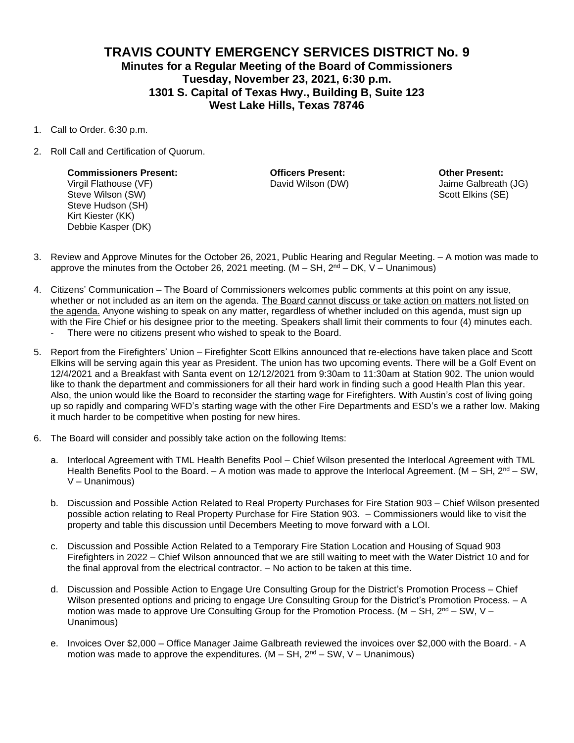# TRAVIS COUNTY EMERGENCY SERVICES DISTRICT No. 9

## Minutes for a Regular Meeting of the Board of Commissioners
## Tuesday, November 23, 2021, 6:30 p.m.
## 1301 S. Capital of Texas Hwy., Building B, Suite 123
## West Lake Hills, Texas 78746

1. Call to Order. 6:30 p.m.

2. Roll Call and Certification of Quorum.

   **Commissioners Present:**
   Virgil Flathouse (VF)
   Steve Wilson (SW)
   Steve Hudson (SH)
   Kirt Kiester (KK)
   Debbie Kasper (DK)

   **Officers Present:**
   David Wilson (DW)

   **Other Present:**
   Jaime Galbreath (JG)
   Scott Elkins (SE)

3. Review and Approve Minutes for the October 26, 2021, Public Hearing and Regular Meeting. – A motion was made to approve the minutes from the October 26, 2021 meeting. (M – SH, 2nd – DK, V – Unanimous)

4. Citizens' Communication – The Board of Commissioners welcomes public comments at this point on any issue, whether or not included as an item on the agenda. <u>The Board cannot discuss or take action on matters not listed on the agenda.</u> Anyone wishing to speak on any matter, regardless of whether included on this agenda, must sign up with the Fire Chief or his designee prior to the meeting. Speakers shall limit their comments to four (4) minutes each.
   - There were no citizens present who wished to speak to the Board.

5. Report from the Firefighters' Union – Firefighter Scott Elkins announced that re-elections have taken place and Scott Elkins will be serving again this year as President. The union has two upcoming events. There will be a Golf Event on 12/4/2021 and a Breakfast with Santa event on 12/12/2021 from 9:30am to 11:30am at Station 902. The union would like to thank the department and commissioners for all their hard work in finding such a good Health Plan this year. Also, the union would like the Board to reconsider the starting wage for Firefighters. With Austin's cost of living going up so rapidly and comparing WFD's starting wage with the other Fire Departments and ESD's we a rather low. Making it much harder to be competitive when posting for new hires.

6. The Board will consider and possibly take action on the following Items:

   a. Interlocal Agreement with TML Health Benefits Pool – Chief Wilson presented the Interlocal Agreement with TML Health Benefits Pool to the Board. – A motion was made to approve the Interlocal Agreement. (M – SH, 2nd – SW, V – Unanimous)

   b. Discussion and Possible Action Related to Real Property Purchases for Fire Station 903 – Chief Wilson presented possible action relating to Real Property Purchase for Fire Station 903. – Commissioners would like to visit the property and table this discussion until Decembers Meeting to move forward with a LOI.

   c. Discussion and Possible Action Related to a Temporary Fire Station Location and Housing of Squad 903 Firefighters in 2022 – Chief Wilson announced that we are still waiting to meet with the Water District 10 and for the final approval from the electrical contractor. – No action to be taken at this time.

   d. Discussion and Possible Action to Engage Ure Consulting Group for the District's Promotion Process – Chief Wilson presented options and pricing to engage Ure Consulting Group for the District's Promotion Process. – A motion was made to approve Ure Consulting Group for the Promotion Process. (M – SH, 2nd – SW, V – Unanimous)

   e. Invoices Over $2,000 – Office Manager Jaime Galbreath reviewed the invoices over $2,000 with the Board. - A motion was made to approve the expenditures. (M – SH, 2nd – SW, V – Unanimous)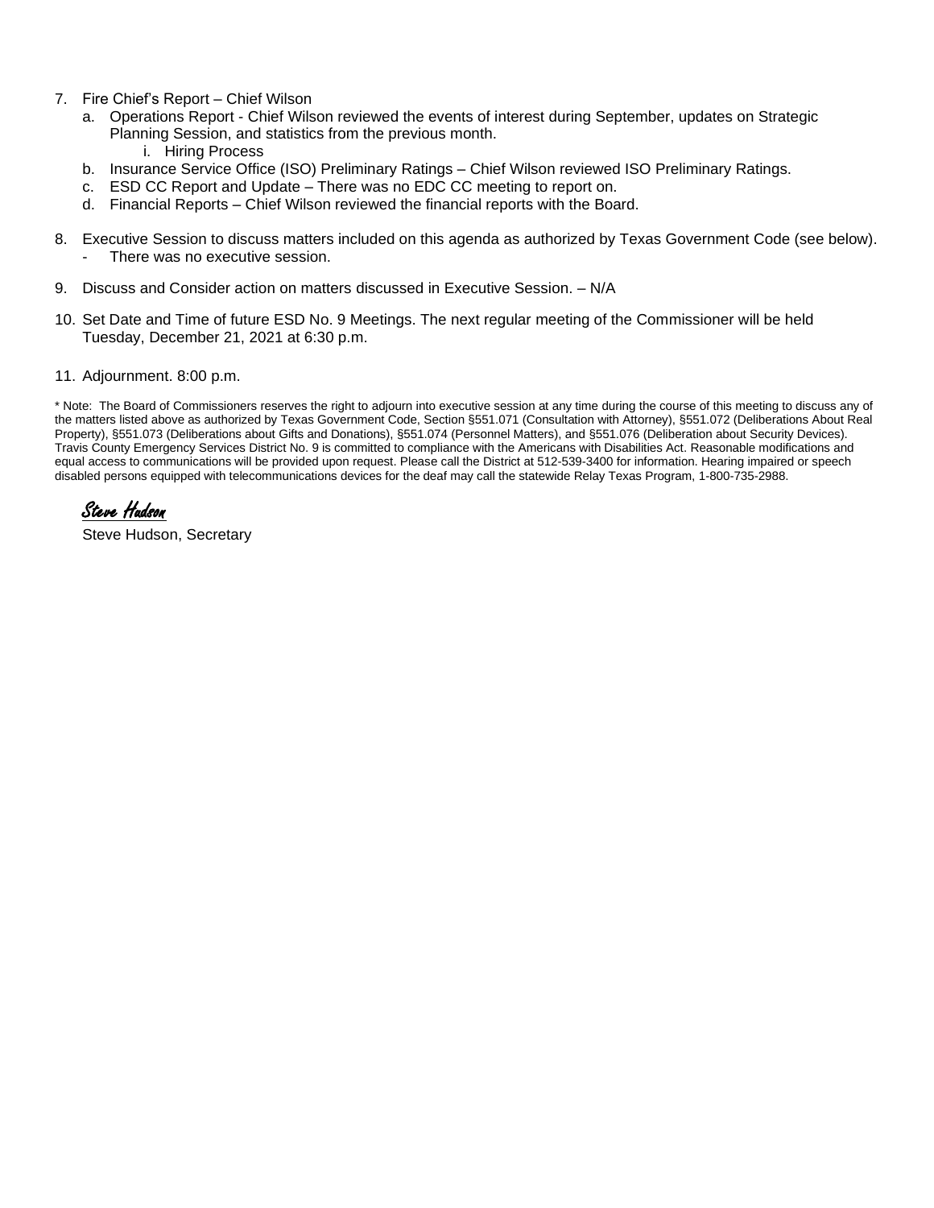7. Fire Chief's Report – Chief Wilson
   a. Operations Report - Chief Wilson reviewed the events of interest during September, updates on Strategic Planning Session, and statistics from the previous month.
      i. Hiring Process
   b. Insurance Service Office (ISO) Preliminary Ratings – Chief Wilson reviewed ISO Preliminary Ratings.
   c. ESD CC Report and Update – There was no EDC CC meeting to report on.
   d. Financial Reports – Chief Wilson reviewed the financial reports with the Board.

8. Executive Session to discuss matters included on this agenda as authorized by Texas Government Code (see below).
   - There was no executive session.

9. Discuss and Consider action on matters discussed in Executive Session. – N/A

10. Set Date and Time of future ESD No. 9 Meetings. The next regular meeting of the Commissioner will be held Tuesday, December 21, 2021 at 6:30 p.m.

11. Adjournment. 8:00 p.m.

* Note: The Board of Commissioners reserves the right to adjourn into executive session at any time during the course of this meeting to discuss any of the matters listed above as authorized by Texas Government Code, Section §551.071 (Consultation with Attorney), §551.072 (Deliberations About Real Property), §551.073 (Deliberations about Gifts and Donations), §551.074 (Personnel Matters), and §551.076 (Deliberation about Security Devices). Travis County Emergency Services District No. 9 is committed to compliance with the Americans with Disabilities Act. Reasonable modifications and equal access to communications will be provided upon request. Please call the District at 512-539-3400 for information. Hearing impaired or speech disabled persons equipped with telecommunications devices for the deaf may call the statewide Relay Texas Program, 1-800-735-2988.

*Steve Hudson*

Steve Hudson, Secretary